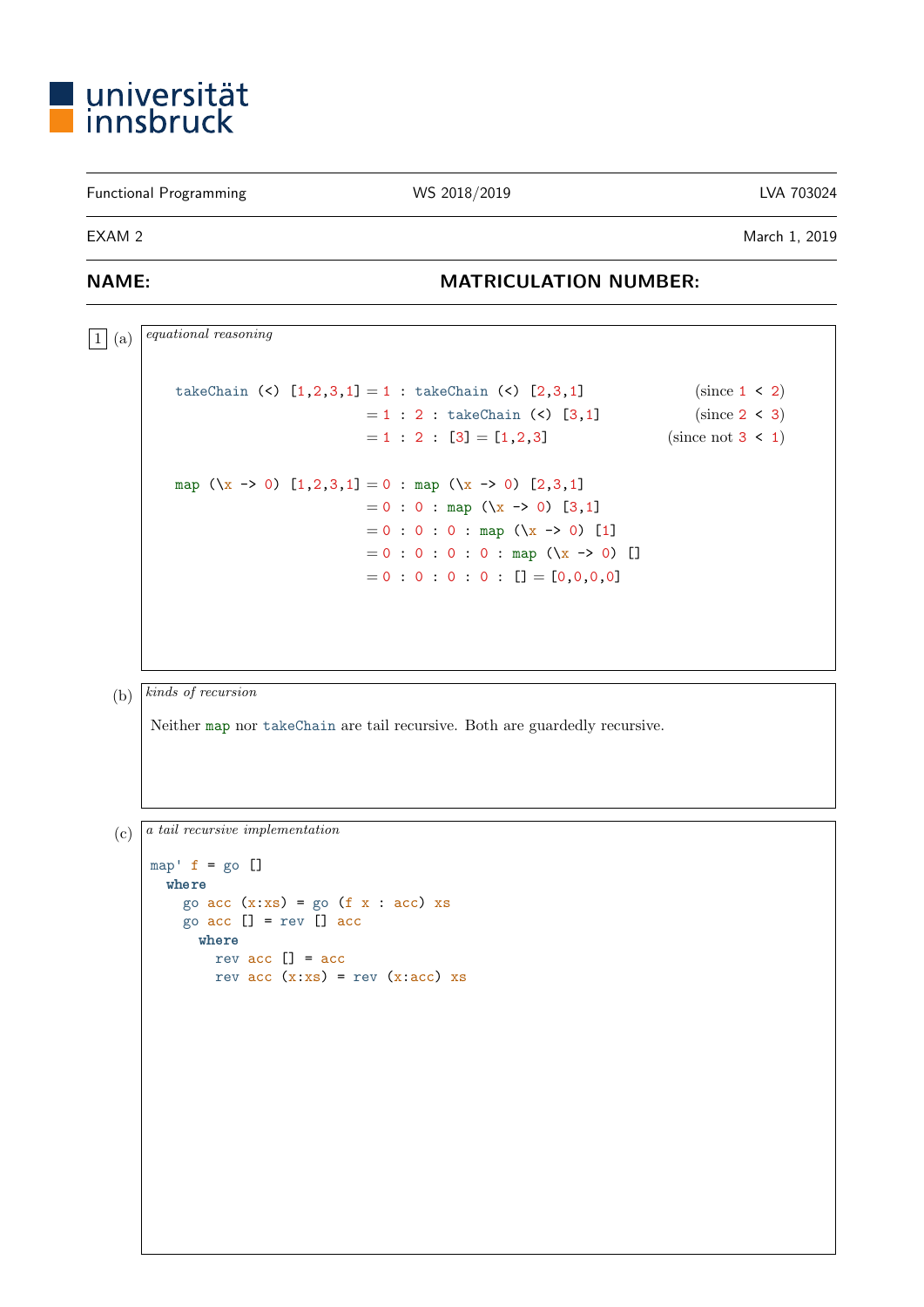universität innsbruck

| | | |
|---|---|---|
| Functional Programming | WS 2018/2019 | LVA 703024 |
| EXAM 2 | | March 1, 2019 |

**NAME:** **MATRICULATION NUMBER:**

**1** (a) *equational reasoning*

```
takeChain (<) [1,2,3,1] = 1 : takeChain (<) [2,3,1]        (since 1 < 2)
                        = 1 : 2 : takeChain (<) [3,1]      (since 2 < 3)
                        = 1 : 2 : [3] = [1,2,3]            (since not 3 < 1)

map (\x -> 0) [1,2,3,1] = 0 : map (\x -> 0) [2,3,1]
                        = 0 : 0 : map (\x -> 0) [3,1]
                        = 0 : 0 : 0 : map (\x -> 0) [1]
                        = 0 : 0 : 0 : 0 : map (\x -> 0) []
                        = 0 : 0 : 0 : 0 : [] = [0,0,0,0]
```

(b) *kinds of recursion*

Neither `map` nor `takeChain` are tail recursive. Both are guardedly recursive.

(c) *a tail recursive implementation*

```
map' f = go []
  where
    go acc (x:xs) = go (f x : acc) xs
    go acc [] = rev [] acc
      where
        rev acc [] = acc
        rev acc (x:xs) = rev (x:acc) xs
```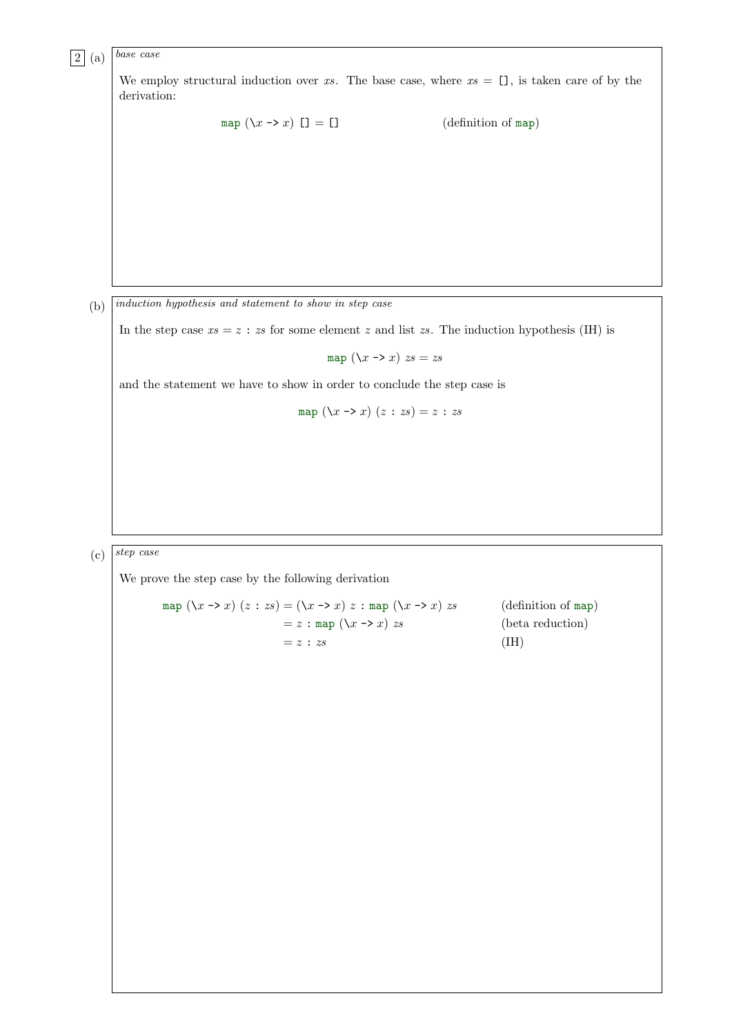**2** (a) *base case*

We employ structural induction over $xs$. The base case, where $xs =$ `[]`, is taken care of by the derivation:

$$\texttt{map}\ (\backslash x \texttt{ -> } x)\ \texttt{[]} = \texttt{[]} \qquad \text{(definition of } \texttt{map}\text{)}$$

(b) *induction hypothesis and statement to show in step case*

In the step case $xs = z$ `:` $zs$ for some element $z$ and list $zs$. The induction hypothesis (IH) is

$$\texttt{map}\ (\backslash x \texttt{ -> } x)\ zs = zs$$

and the statement we have to show in order to conclude the step case is

$$\texttt{map}\ (\backslash x \texttt{ -> } x)\ (z \texttt{ : } zs) = z \texttt{ : } zs$$

(c) *step case*

We prove the step case by the following derivation

$$
\begin{aligned}
\texttt{map}\ (\backslash x \texttt{ -> } x)\ (z \texttt{ : } zs) &= (\backslash x \texttt{ -> } x)\ z \texttt{ : } \texttt{map}\ (\backslash x \texttt{ -> } x)\ zs && \text{(definition of } \texttt{map}\text{)} \\
&= z \texttt{ : } \texttt{map}\ (\backslash x \texttt{ -> } x)\ zs && \text{(beta reduction)} \\
&= z \texttt{ : } zs && \text{(IH)}
\end{aligned}
$$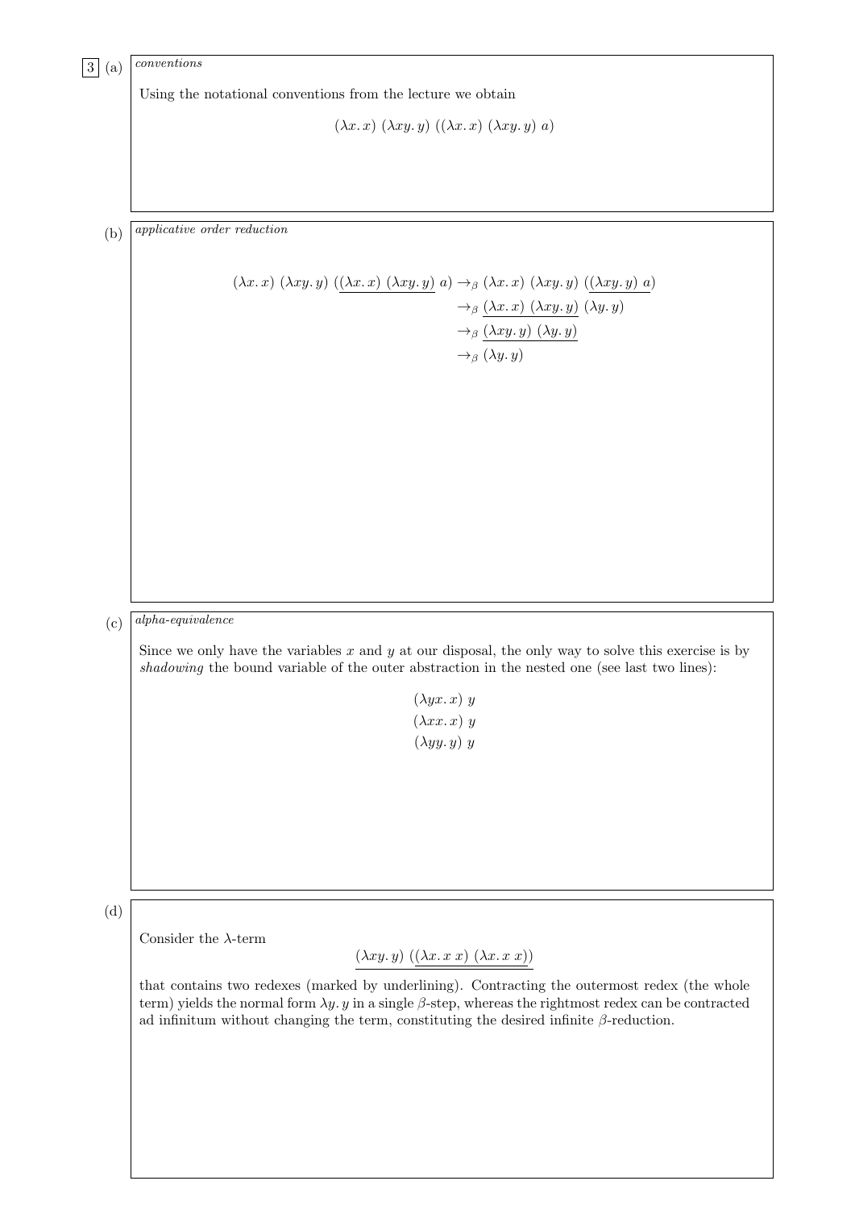**3** (a) *conventions*

Using the notational conventions from the lecture we obtain

$$(\lambda x.\, x)\ (\lambda xy.\, y)\ ((\lambda x.\, x)\ (\lambda xy.\, y)\ a)$$

(b) *applicative order reduction*

$$\begin{aligned}
(\lambda x.\, x)\ (\lambda xy.\, y)\ (\underline{(\lambda x.\, x)\ (\lambda xy.\, y)}\ a) &\to_\beta (\lambda x.\, x)\ (\lambda xy.\, y)\ (\underline{(\lambda xy.\, y)\ a}) \\
&\to_\beta \underline{(\lambda x.\, x)\ (\lambda xy.\, y)}\ (\lambda y.\, y) \\
&\to_\beta \underline{(\lambda xy.\, y)\ (\lambda y.\, y)} \\
&\to_\beta (\lambda y.\, y)
\end{aligned}$$

(c) *alpha-equivalence*

Since we only have the variables $x$ and $y$ at our disposal, the only way to solve this exercise is by *shadowing* the bound variable of the outer abstraction in the nested one (see last two lines):

$$(\lambda yx.\, x)\ y$$
$$(\lambda xx.\, x)\ y$$
$$(\lambda yy.\, y)\ y$$

(d)

Consider the $\lambda$-term

$$\underline{(\lambda xy.\, y)\ (\underline{(\lambda x.\, x\ x)\ (\lambda x.\, x\ x)})}$$

that contains two redexes (marked by underlining). Contracting the outermost redex (the whole term) yields the normal form $\lambda y.\, y$ in a single $\beta$-step, whereas the rightmost redex can be contracted ad infinitum without changing the term, constituting the desired infinite $\beta$-reduction.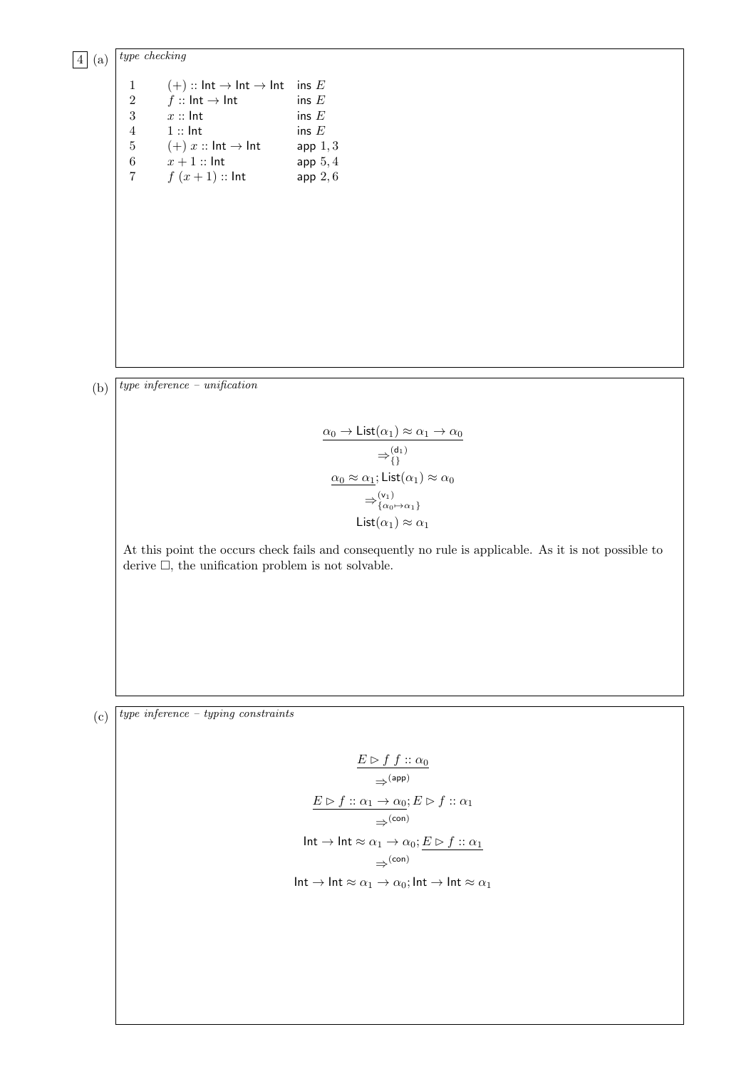**4** (a) *type checking*

| | | |
|---|---|---|
| 1 | $(+) :: \mathsf{Int} \to \mathsf{Int} \to \mathsf{Int}$ | ins $E$ |
| 2 | $f :: \mathsf{Int} \to \mathsf{Int}$ | ins $E$ |
| 3 | $x :: \mathsf{Int}$ | ins $E$ |
| 4 | $1 :: \mathsf{Int}$ | ins $E$ |
| 5 | $(+)\ x :: \mathsf{Int} \to \mathsf{Int}$ | app $1, 3$ |
| 6 | $x + 1 :: \mathsf{Int}$ | app $5, 4$ |
| 7 | $f\ (x + 1) :: \mathsf{Int}$ | app $2, 6$ |

(b) *type inference – unification*

$$\underline{\alpha_0 \to \mathsf{List}(\alpha_1) \approx \alpha_1 \to \alpha_0}$$

$$\Rightarrow^{(\mathsf{d}_1)}_{\{\}}$$

$$\underline{\alpha_0 \approx \alpha_1}; \mathsf{List}(\alpha_1) \approx \alpha_0$$

$$\Rightarrow^{(\mathsf{v}_1)}_{\{\alpha_0 \mapsto \alpha_1\}}$$

$$\mathsf{List}(\alpha_1) \approx \alpha_1$$

At this point the occurs check fails and consequently no rule is applicable. As it is not possible to derive $\square$, the unification problem is not solvable.

(c) *type inference – typing constraints*

$$\underline{E \rhd f\ f :: \alpha_0}$$

$$\Rightarrow^{(\mathsf{app})}$$

$$\underline{E \rhd f :: \alpha_1 \to \alpha_0}; E \rhd f :: \alpha_1$$

$$\Rightarrow^{(\mathsf{con})}$$

$$\mathsf{Int} \to \mathsf{Int} \approx \alpha_1 \to \alpha_0; \underline{E \rhd f :: \alpha_1}$$

$$\Rightarrow^{(\mathsf{con})}$$

$$\mathsf{Int} \to \mathsf{Int} \approx \alpha_1 \to \alpha_0; \mathsf{Int} \to \mathsf{Int} \approx \alpha_1$$